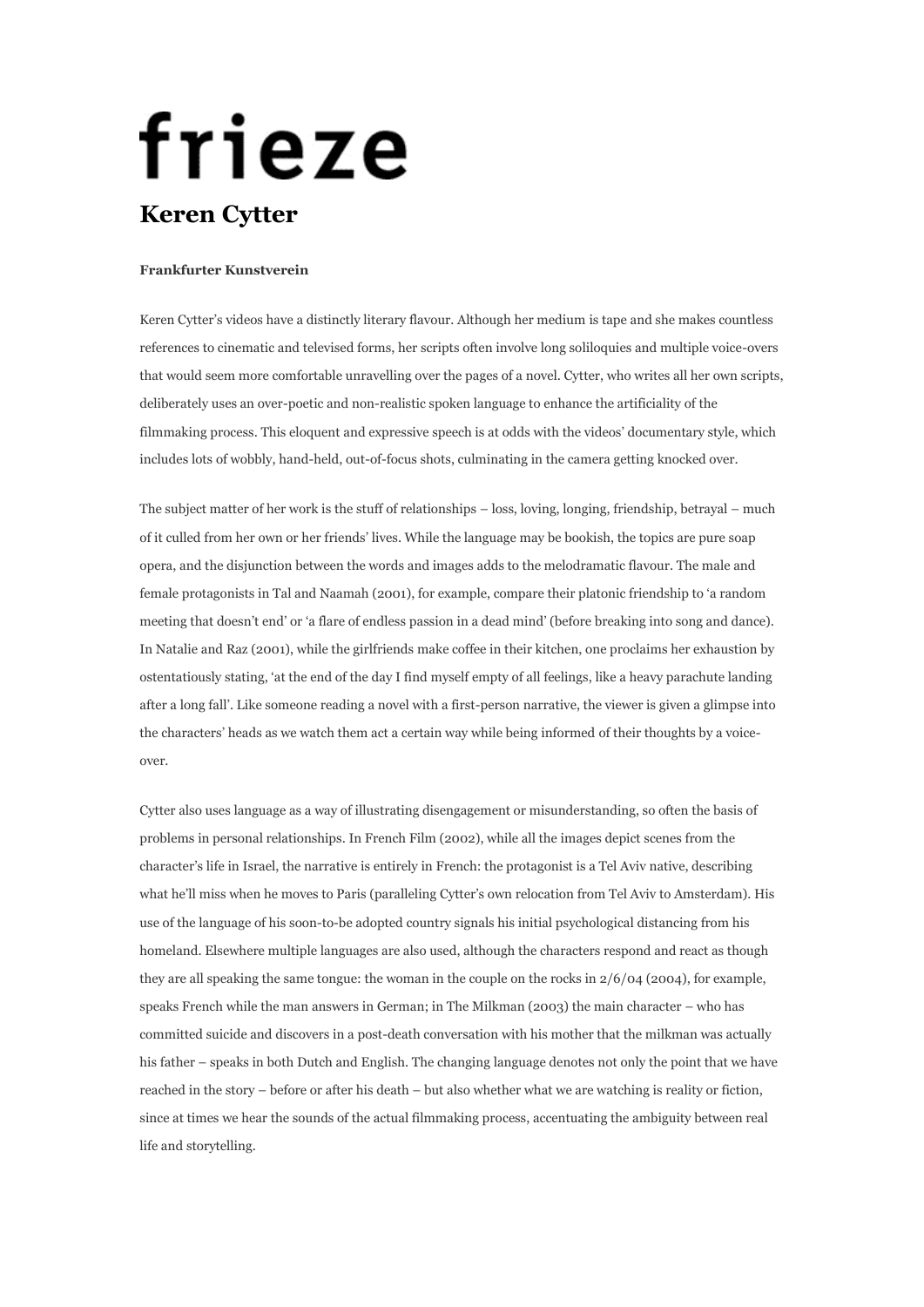# frieze

## Keren Cytter

**Frankfurter Kunstverein**

Keren Cytter's videos have a distinctly literary flavour. Although her medium is tape and she makes countless references to cinematic and televised forms, her scripts often involve long soliloquies and multiple voice-overs that would seem more comfortable unravelling over the pages of a novel. Cytter, who writes all her own scripts, deliberately uses an over-poetic and non-realistic spoken language to enhance the artificiality of the filmmaking process. This eloquent and expressive speech is at odds with the videos' documentary style, which includes lots of wobbly, hand-held, out-of-focus shots, culminating in the camera getting knocked over.

The subject matter of her work is the stuff of relationships – loss, loving, longing, friendship, betrayal – much of it culled from her own or her friends' lives. While the language may be bookish, the topics are pure soap opera, and the disjunction between the words and images adds to the melodramatic flavour. The male and female protagonists in Tal and Naamah (2001), for example, compare their platonic friendship to 'a random meeting that doesn't end' or 'a flare of endless passion in a dead mind' (before breaking into song and dance). In Natalie and Raz (2001), while the girlfriends make coffee in their kitchen, one proclaims her exhaustion by ostentatiously stating, 'at the end of the day I find myself empty of all feelings, like a heavy parachute landing after a long fall'. Like someone reading a novel with a first-person narrative, the viewer is given a glimpse into the characters' heads as we watch them act a certain way while being informed of their thoughts by a voice-over.

Cytter also uses language as a way of illustrating disengagement or misunderstanding, so often the basis of problems in personal relationships. In French Film (2002), while all the images depict scenes from the character's life in Israel, the narrative is entirely in French: the protagonist is a Tel Aviv native, describing what he'll miss when he moves to Paris (paralleling Cytter's own relocation from Tel Aviv to Amsterdam). His use of the language of his soon-to-be adopted country signals his initial psychological distancing from his homeland. Elsewhere multiple languages are also used, although the characters respond and react as though they are all speaking the same tongue: the woman in the couple on the rocks in 2/6/04 (2004), for example, speaks French while the man answers in German; in The Milkman (2003) the main character – who has committed suicide and discovers in a post-death conversation with his mother that the milkman was actually his father – speaks in both Dutch and English. The changing language denotes not only the point that we have reached in the story – before or after his death – but also whether what we are watching is reality or fiction, since at times we hear the sounds of the actual filmmaking process, accentuating the ambiguity between real life and storytelling.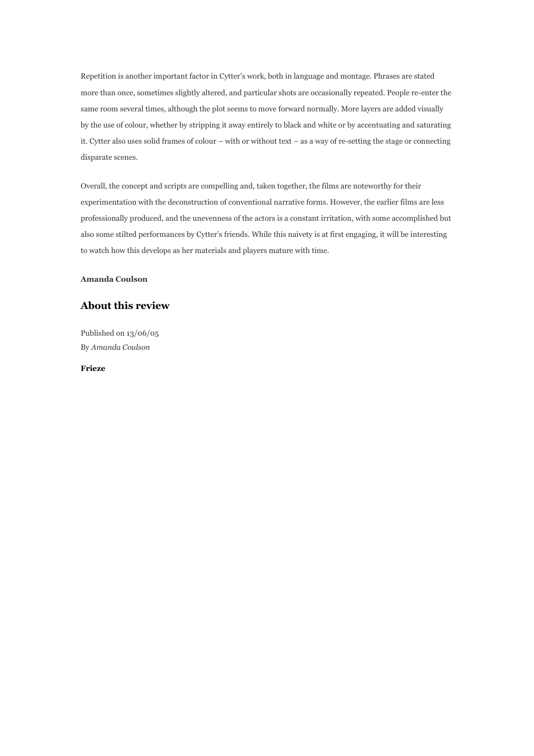Repetition is another important factor in Cytter's work, both in language and montage. Phrases are stated more than once, sometimes slightly altered, and particular shots are occasionally repeated. People re-enter the same room several times, although the plot seems to move forward normally. More layers are added visually by the use of colour, whether by stripping it away entirely to black and white or by accentuating and saturating it. Cytter also uses solid frames of colour – with or without text – as a way of re-setting the stage or connecting disparate scenes.

Overall, the concept and scripts are compelling and, taken together, the films are noteworthy for their experimentation with the deconstruction of conventional narrative forms. However, the earlier films are less professionally produced, and the unevenness of the actors is a constant irritation, with some accomplished but also some stilted performances by Cytter's friends. While this naivety is at first engaging, it will be interesting to watch how this develops as her materials and players mature with time.

**Amanda Coulson**

## About this review

Published on 13/06/05
By *Amanda Coulson*

**Frieze**